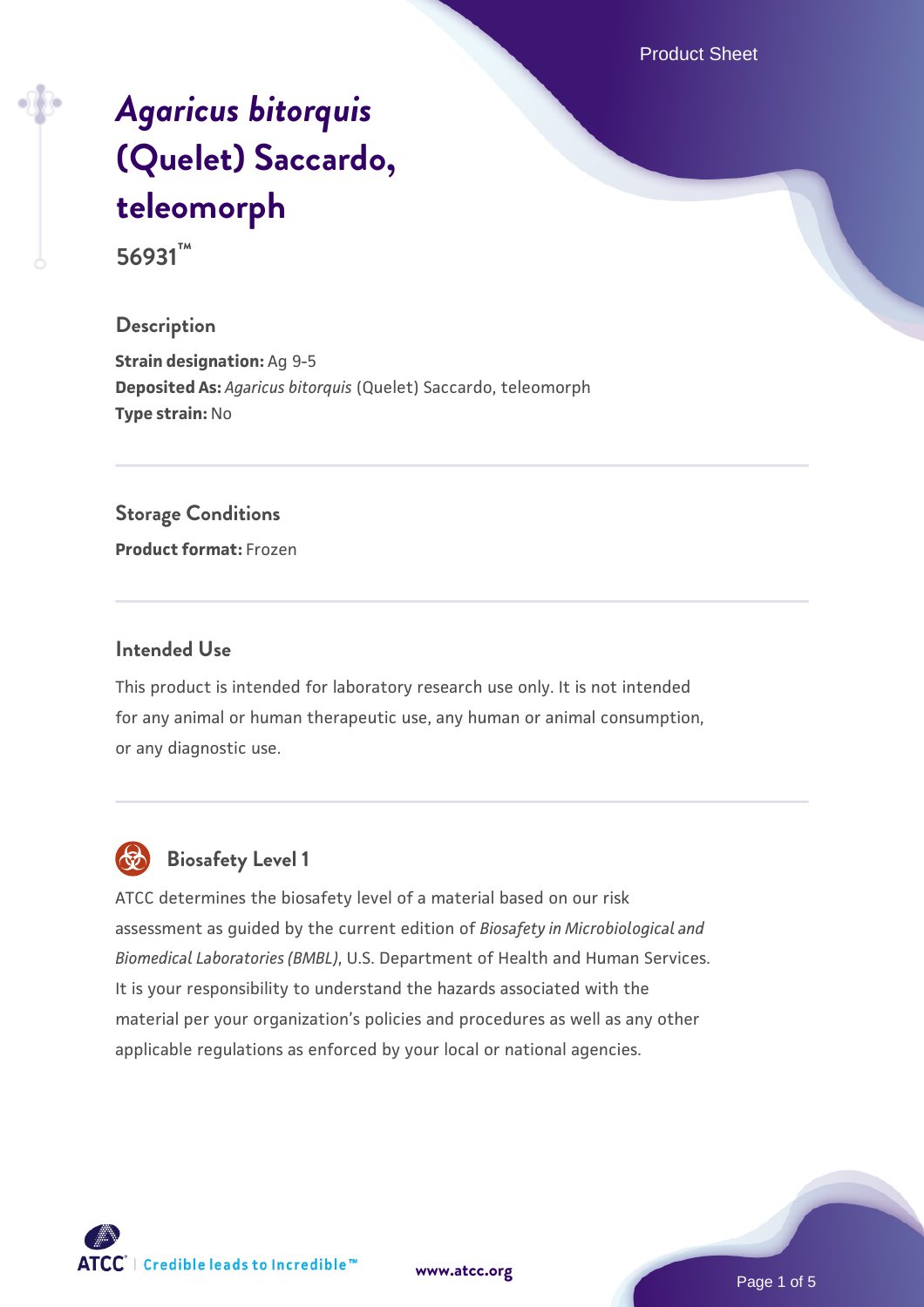# *Agaricus bitorquis* (Quelet) Saccardo, teleomorph

**56931™**

## Description

**Strain designation:** Ag 9-5
**Deposited As:** *Agaricus bitorquis* (Quelet) Saccardo, teleomorph
**Type strain:** No

## Storage Conditions

**Product format:** Frozen

## Intended Use

This product is intended for laboratory research use only. It is not intended for any animal or human therapeutic use, any human or animal consumption, or any diagnostic use.

## Biosafety Level 1

ATCC determines the biosafety level of a material based on our risk assessment as guided by the current edition of *Biosafety in Microbiological and Biomedical Laboratories (BMBL)*, U.S. Department of Health and Human Services. It is your responsibility to understand the hazards associated with the material per your organization's policies and procedures as well as any other applicable regulations as enforced by your local or national agencies.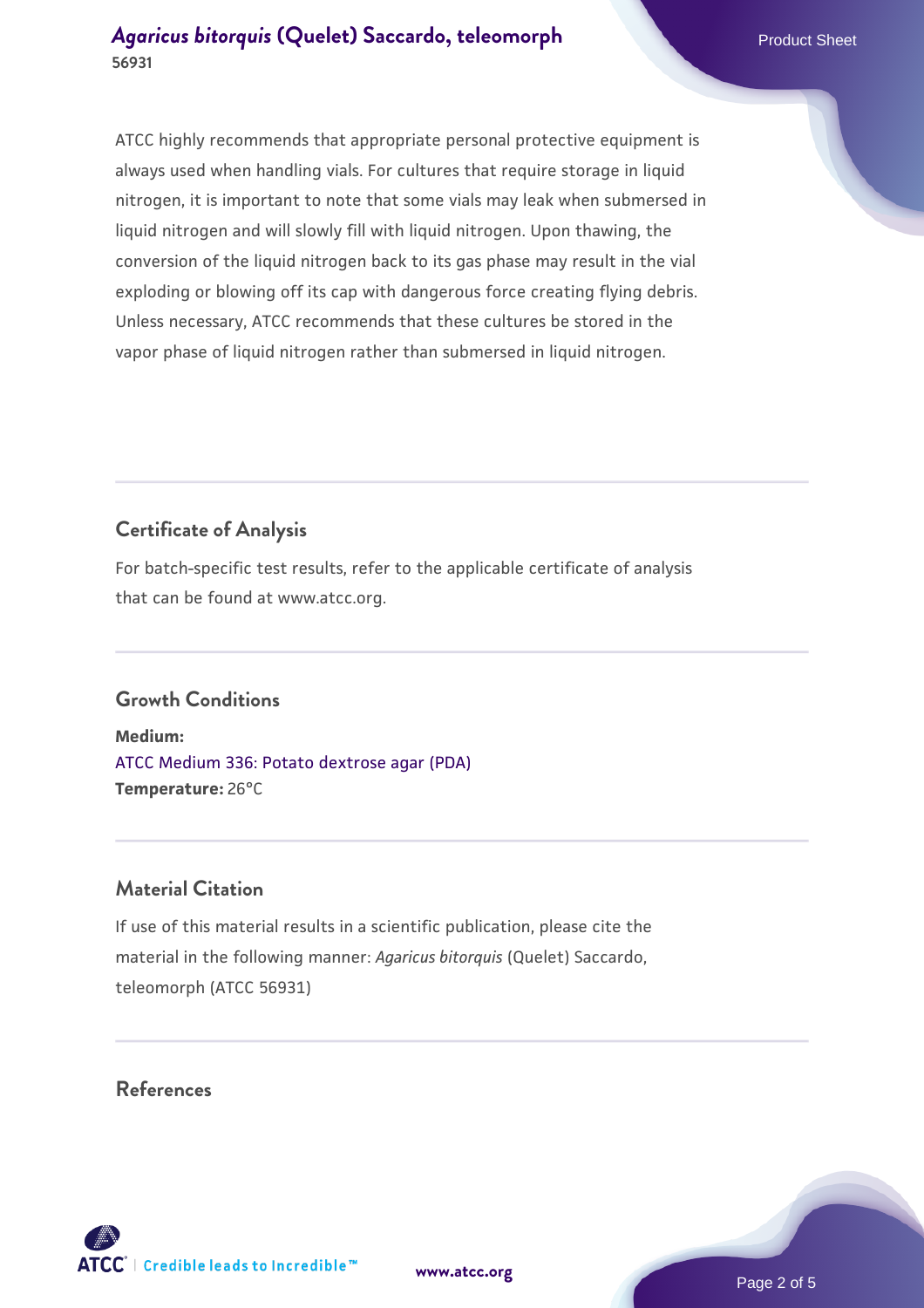ATCC highly recommends that appropriate personal protective equipment is always used when handling vials. For cultures that require storage in liquid nitrogen, it is important to note that some vials may leak when submersed in liquid nitrogen and will slowly fill with liquid nitrogen. Upon thawing, the conversion of the liquid nitrogen back to its gas phase may result in the vial exploding or blowing off its cap with dangerous force creating flying debris. Unless necessary, ATCC recommends that these cultures be stored in the vapor phase of liquid nitrogen rather than submersed in liquid nitrogen.

## Certificate of Analysis

For batch-specific test results, refer to the applicable certificate of analysis that can be found at www.atcc.org.

## Growth Conditions

**Medium:**
ATCC Medium 336: Potato dextrose agar (PDA)
**Temperature:** 26°C

## Material Citation

If use of this material results in a scientific publication, please cite the material in the following manner: *Agaricus bitorquis* (Quelet) Saccardo, teleomorph (ATCC 56931)

## References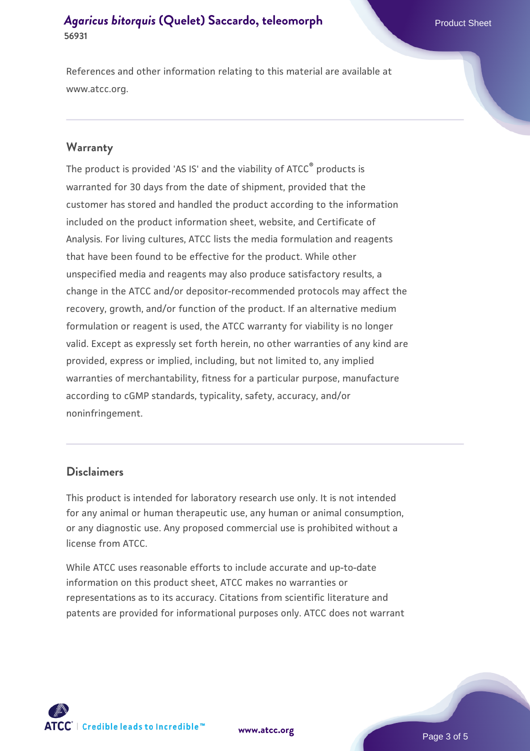References and other information relating to this material are available at www.atcc.org.

## Warranty

The product is provided 'AS IS' and the viability of ATCC® products is warranted for 30 days from the date of shipment, provided that the customer has stored and handled the product according to the information included on the product information sheet, website, and Certificate of Analysis. For living cultures, ATCC lists the media formulation and reagents that have been found to be effective for the product. While other unspecified media and reagents may also produce satisfactory results, a change in the ATCC and/or depositor-recommended protocols may affect the recovery, growth, and/or function of the product. If an alternative medium formulation or reagent is used, the ATCC warranty for viability is no longer valid. Except as expressly set forth herein, no other warranties of any kind are provided, express or implied, including, but not limited to, any implied warranties of merchantability, fitness for a particular purpose, manufacture according to cGMP standards, typicality, safety, accuracy, and/or noninfringement.

## Disclaimers

This product is intended for laboratory research use only. It is not intended for any animal or human therapeutic use, any human or animal consumption, or any diagnostic use. Any proposed commercial use is prohibited without a license from ATCC.

While ATCC uses reasonable efforts to include accurate and up-to-date information on this product sheet, ATCC makes no warranties or representations as to its accuracy. Citations from scientific literature and patents are provided for informational purposes only. ATCC does not warrant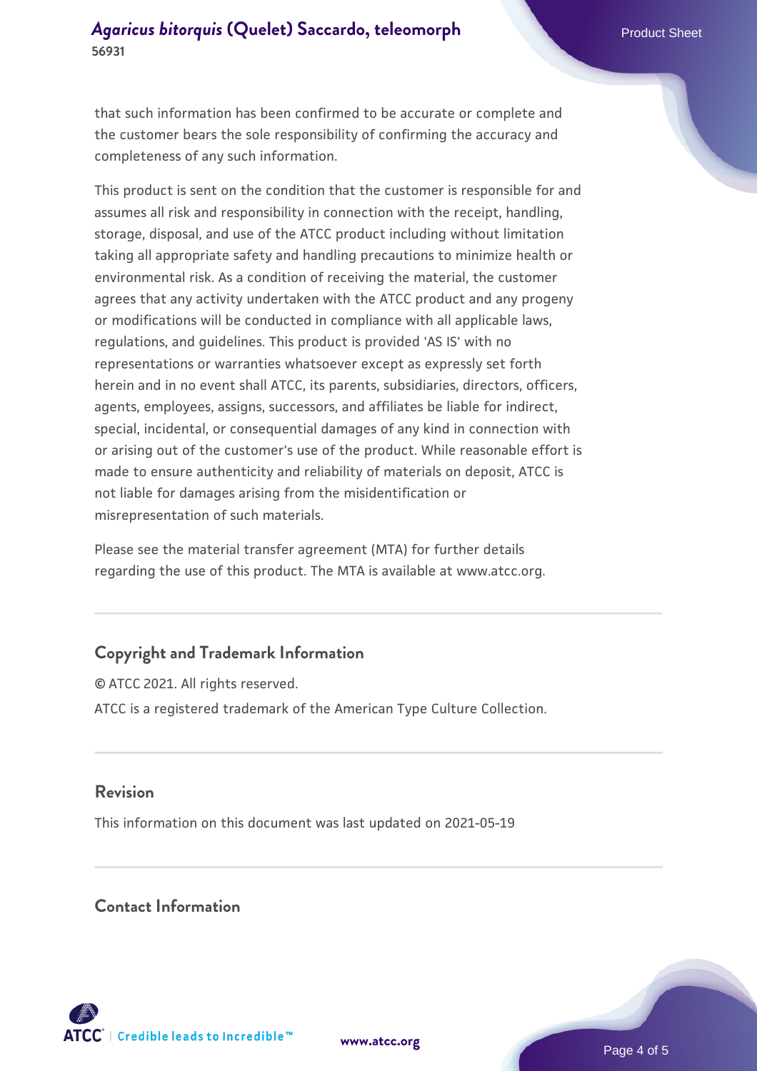that such information has been confirmed to be accurate or complete and the customer bears the sole responsibility of confirming the accuracy and completeness of any such information.

This product is sent on the condition that the customer is responsible for and assumes all risk and responsibility in connection with the receipt, handling, storage, disposal, and use of the ATCC product including without limitation taking all appropriate safety and handling precautions to minimize health or environmental risk. As a condition of receiving the material, the customer agrees that any activity undertaken with the ATCC product and any progeny or modifications will be conducted in compliance with all applicable laws, regulations, and guidelines. This product is provided 'AS IS' with no representations or warranties whatsoever except as expressly set forth herein and in no event shall ATCC, its parents, subsidiaries, directors, officers, agents, employees, assigns, successors, and affiliates be liable for indirect, special, incidental, or consequential damages of any kind in connection with or arising out of the customer's use of the product. While reasonable effort is made to ensure authenticity and reliability of materials on deposit, ATCC is not liable for damages arising from the misidentification or misrepresentation of such materials.

Please see the material transfer agreement (MTA) for further details regarding the use of this product. The MTA is available at www.atcc.org.

## Copyright and Trademark Information

© ATCC 2021. All rights reserved.

ATCC is a registered trademark of the American Type Culture Collection.

## Revision

This information on this document was last updated on 2021-05-19

## Contact Information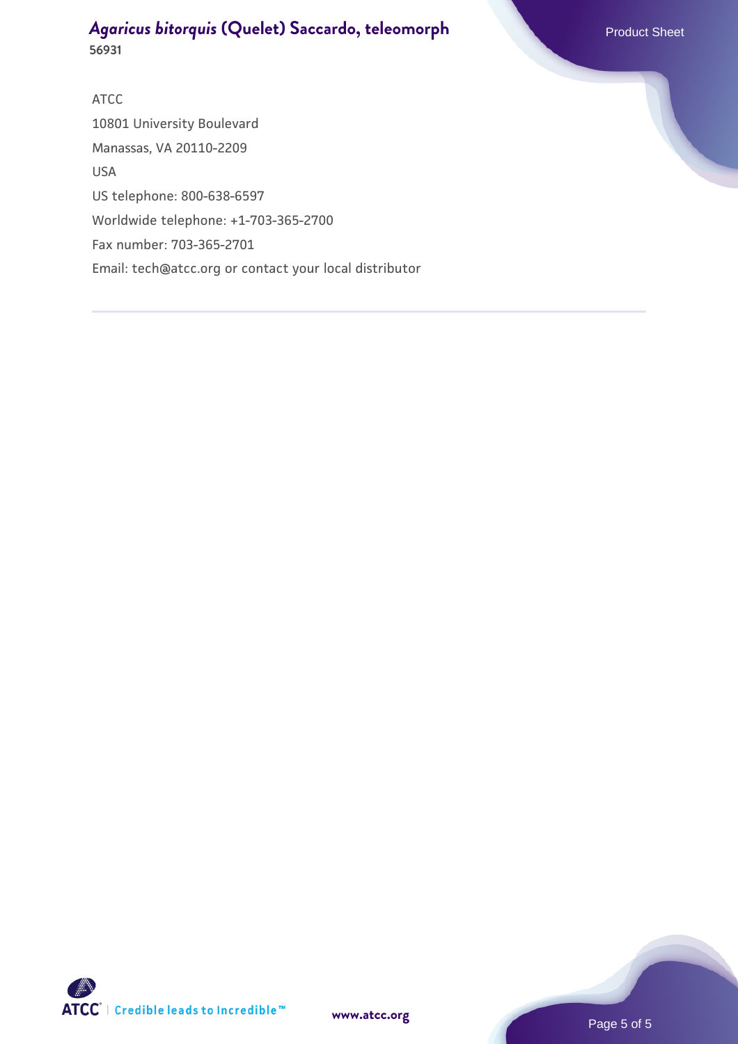ATCC

10801 University Boulevard

Manassas, VA 20110-2209

USA

US telephone: 800-638-6597

Worldwide telephone: +1-703-365-2700

Fax number: 703-365-2701

Email: tech@atcc.org or contact your local distributor